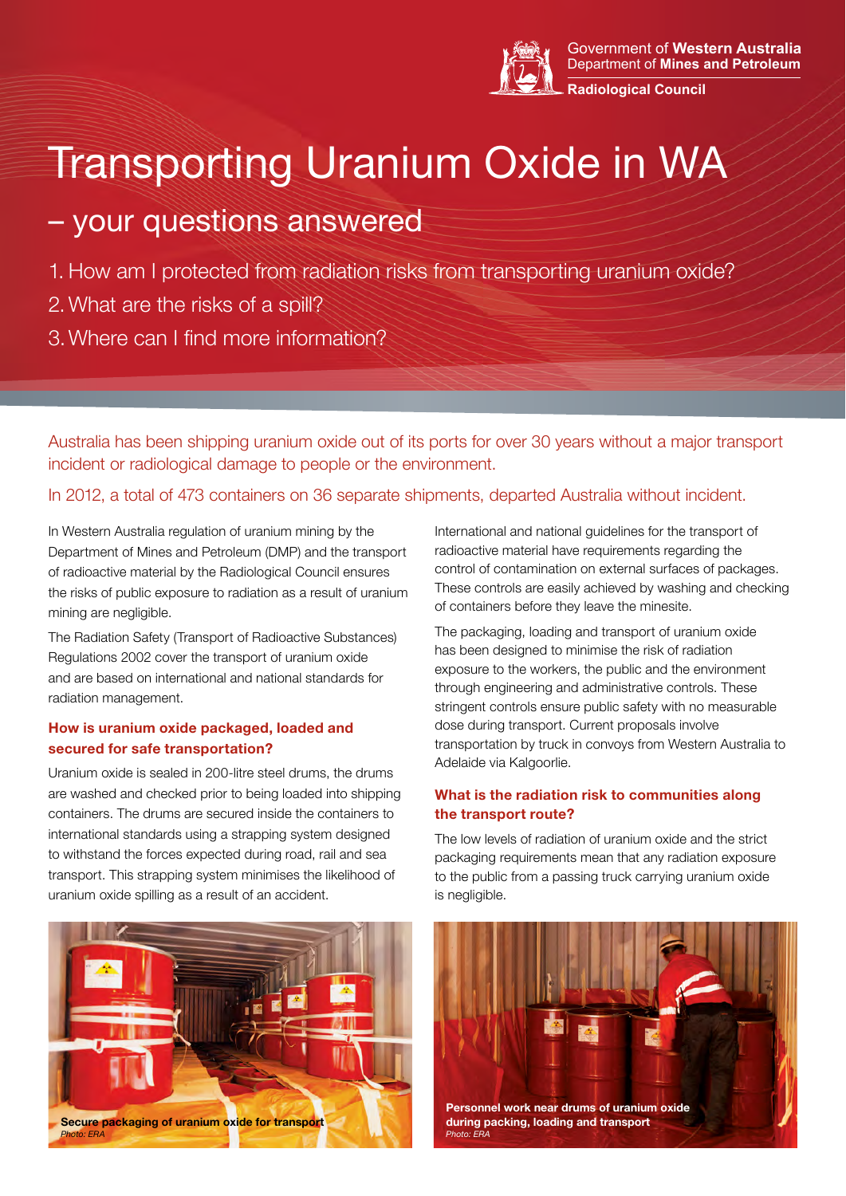Government of **Western Australia**
Department of **Mines and Petroleum**
**Radiological Council**

# Transporting Uranium Oxide in WA

## – your questions answered

1. How am I protected from radiation risks from transporting uranium oxide?
2. What are the risks of a spill?
3. Where can I find more information?

Australia has been shipping uranium oxide out of its ports for over 30 years without a major transport incident or radiological damage to people or the environment.

In 2012, a total of 473 containers on 36 separate shipments, departed Australia without incident.

In Western Australia regulation of uranium mining by the Department of Mines and Petroleum (DMP) and the transport of radioactive material by the Radiological Council ensures the risks of public exposure to radiation as a result of uranium mining are negligible.

The Radiation Safety (Transport of Radioactive Substances) Regulations 2002 cover the transport of uranium oxide and are based on international and national standards for radiation management.

### How is uranium oxide packaged, loaded and secured for safe transportation?

Uranium oxide is sealed in 200-litre steel drums, the drums are washed and checked prior to being loaded into shipping containers. The drums are secured inside the containers to international standards using a strapping system designed to withstand the forces expected during road, rail and sea transport. This strapping system minimises the likelihood of uranium oxide spilling as a result of an accident.

International and national guidelines for the transport of radioactive material have requirements regarding the control of contamination on external surfaces of packages. These controls are easily achieved by washing and checking of containers before they leave the minesite.

The packaging, loading and transport of uranium oxide has been designed to minimise the risk of radiation exposure to the workers, the public and the environment through engineering and administrative controls. These stringent controls ensure public safety with no measurable dose during transport. Current proposals involve transportation by truck in convoys from Western Australia to Adelaide via Kalgoorlie.

### What is the radiation risk to communities along the transport route?

The low levels of radiation of uranium oxide and the strict packaging requirements mean that any radiation exposure to the public from a passing truck carrying uranium oxide is negligible.

**Secure packaging of uranium oxide for transport**
*Photo: ERA*

**Personnel work near drums of uranium oxide during packing, loading and transport**
*Photo: ERA*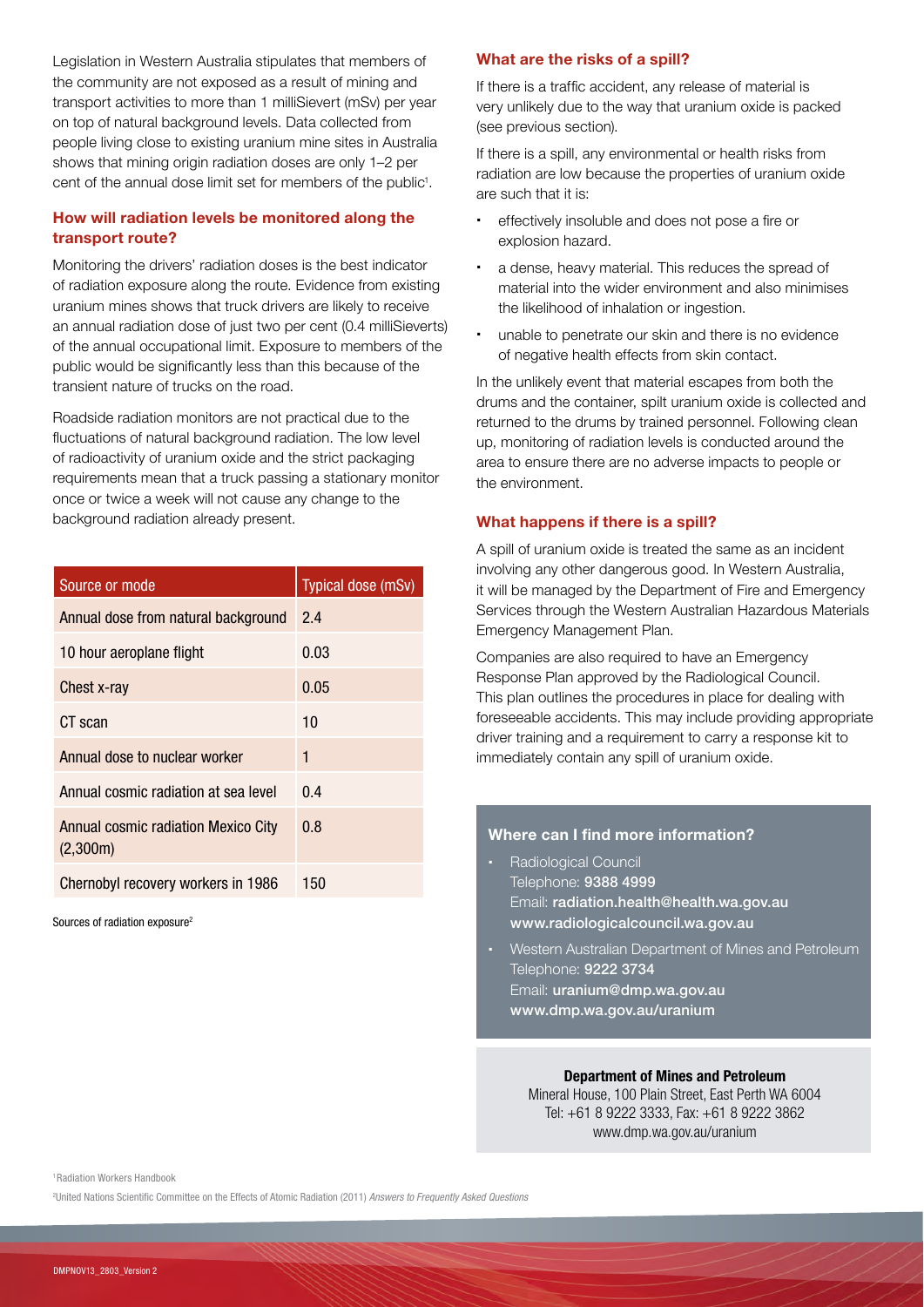Legislation in Western Australia stipulates that members of the community are not exposed as a result of mining and transport activities to more than 1 milliSievert (mSv) per year on top of natural background levels. Data collected from people living close to existing uranium mine sites in Australia shows that mining origin radiation doses are only 1–2 per cent of the annual dose limit set for members of the public[1].

### How will radiation levels be monitored along the transport route?

Monitoring the drivers' radiation doses is the best indicator of radiation exposure along the route. Evidence from existing uranium mines shows that truck drivers are likely to receive an annual radiation dose of just two per cent (0.4 milliSieverts) of the annual occupational limit. Exposure to members of the public would be significantly less than this because of the transient nature of trucks on the road.

Roadside radiation monitors are not practical due to the fluctuations of natural background radiation. The low level of radioactivity of uranium oxide and the strict packaging requirements mean that a truck passing a stationary monitor once or twice a week will not cause any change to the background radiation already present.

| Source or mode | Typical dose (mSv) |
|---|---|
| Annual dose from natural background | 2.4 |
| 10 hour aeroplane flight | 0.03 |
| Chest x-ray | 0.05 |
| CT scan | 10 |
| Annual dose to nuclear worker | 1 |
| Annual cosmic radiation at sea level | 0.4 |
| Annual cosmic radiation Mexico City (2,300m) | 0.8 |
| Chernobyl recovery workers in 1986 | 150 |

Sources of radiation exposure[2]

### What are the risks of a spill?

If there is a traffic accident, any release of material is very unlikely due to the way that uranium oxide is packed (see previous section).

If there is a spill, any environmental or health risks from radiation are low because the properties of uranium oxide are such that it is:

- effectively insoluble and does not pose a fire or explosion hazard.
- a dense, heavy material. This reduces the spread of material into the wider environment and also minimises the likelihood of inhalation or ingestion.
- unable to penetrate our skin and there is no evidence of negative health effects from skin contact.

In the unlikely event that material escapes from both the drums and the container, spilt uranium oxide is collected and returned to the drums by trained personnel. Following clean up, monitoring of radiation levels is conducted around the area to ensure there are no adverse impacts to people or the environment.

### What happens if there is a spill?

A spill of uranium oxide is treated the same as an incident involving any other dangerous good. In Western Australia, it will be managed by the Department of Fire and Emergency Services through the Western Australian Hazardous Materials Emergency Management Plan.

Companies are also required to have an Emergency Response Plan approved by the Radiological Council. This plan outlines the procedures in place for dealing with foreseeable accidents. This may include providing appropriate driver training and a requirement to carry a response kit to immediately contain any spill of uranium oxide.

### Where can I find more information?

- Radiological Council
  Telephone: **9388 4999**
  Email: **radiation.health@health.wa.gov.au**
  **www.radiologicalcouncil.wa.gov.au**
- Western Australian Department of Mines and Petroleum
  Telephone: **9222 3734**
  Email: **uranium@dmp.wa.gov.au**
  **www.dmp.wa.gov.au/uranium**

**Department of Mines and Petroleum**
Mineral House, 100 Plain Street, East Perth WA 6004
Tel: +61 8 9222 3333, Fax: +61 8 9222 3862
www.dmp.wa.gov.au/uranium

[1] Radiation Workers Handbook

[2] United Nations Scientific Committee on the Effects of Atomic Radiation (2011) *Answers to Frequently Asked Questions*

DMPNOV13_2803_Version 2